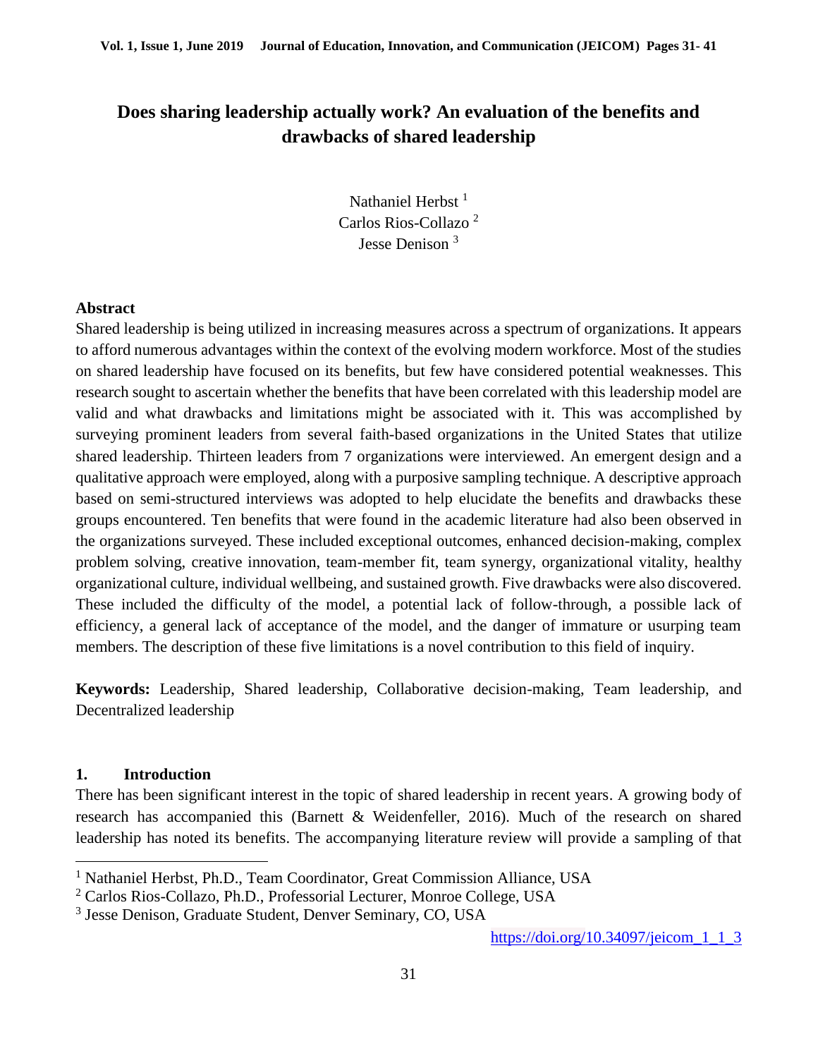# Does sharing leadership actually work? An evaluation of the benefits and drawbacks of shared leadership

Nathaniel Herbst [1]
Carlos Rios-Collazo [2]
Jesse Denison [3]

## Abstract

Shared leadership is being utilized in increasing measures across a spectrum of organizations. It appears to afford numerous advantages within the context of the evolving modern workforce. Most of the studies on shared leadership have focused on its benefits, but few have considered potential weaknesses. This research sought to ascertain whether the benefits that have been correlated with this leadership model are valid and what drawbacks and limitations might be associated with it. This was accomplished by surveying prominent leaders from several faith-based organizations in the United States that utilize shared leadership. Thirteen leaders from 7 organizations were interviewed. An emergent design and a qualitative approach were employed, along with a purposive sampling technique. A descriptive approach based on semi-structured interviews was adopted to help elucidate the benefits and drawbacks these groups encountered. Ten benefits that were found in the academic literature had also been observed in the organizations surveyed. These included exceptional outcomes, enhanced decision-making, complex problem solving, creative innovation, team-member fit, team synergy, organizational vitality, healthy organizational culture, individual wellbeing, and sustained growth. Five drawbacks were also discovered. These included the difficulty of the model, a potential lack of follow-through, a possible lack of efficiency, a general lack of acceptance of the model, and the danger of immature or usurping team members. The description of these five limitations is a novel contribution to this field of inquiry.

**Keywords:** Leadership, Shared leadership, Collaborative decision-making, Team leadership, and Decentralized leadership

## 1. Introduction

There has been significant interest in the topic of shared leadership in recent years. A growing body of research has accompanied this (Barnett & Weidenfeller, 2016). Much of the research on shared leadership has noted its benefits. The accompanying literature review will provide a sampling of that

---

[1] Nathaniel Herbst, Ph.D., Team Coordinator, Great Commission Alliance, USA

[2] Carlos Rios-Collazo, Ph.D., Professorial Lecturer, Monroe College, USA

[3] Jesse Denison, Graduate Student, Denver Seminary, CO, USA

https://doi.org/10.34097/jeicom_1_1_3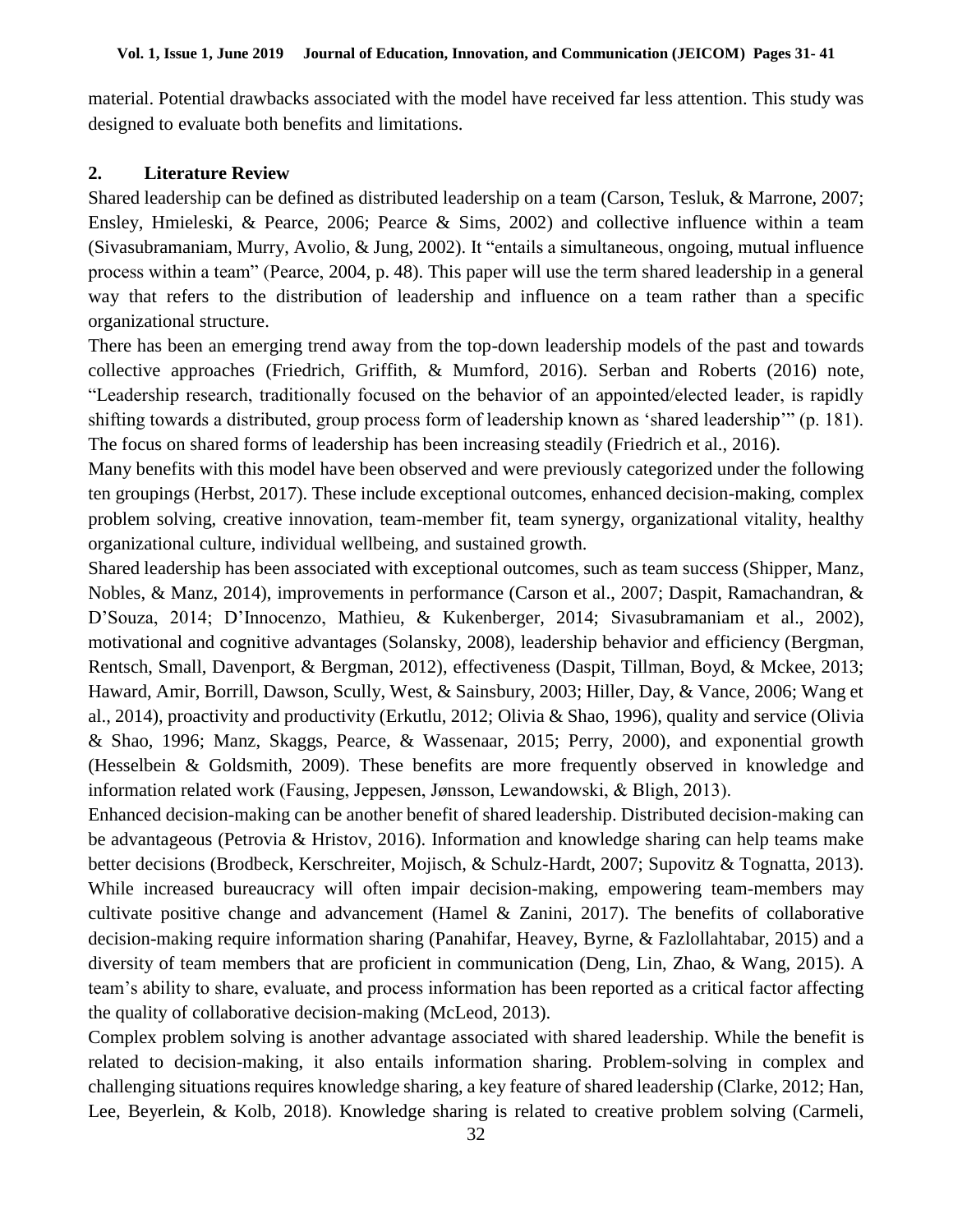material. Potential drawbacks associated with the model have received far less attention. This study was designed to evaluate both benefits and limitations.

## 2. Literature Review

Shared leadership can be defined as distributed leadership on a team (Carson, Tesluk, & Marrone, 2007; Ensley, Hmieleski, & Pearce, 2006; Pearce & Sims, 2002) and collective influence within a team (Sivasubramaniam, Murry, Avolio, & Jung, 2002). It "entails a simultaneous, ongoing, mutual influence process within a team" (Pearce, 2004, p. 48). This paper will use the term shared leadership in a general way that refers to the distribution of leadership and influence on a team rather than a specific organizational structure.

There has been an emerging trend away from the top-down leadership models of the past and towards collective approaches (Friedrich, Griffith, & Mumford, 2016). Serban and Roberts (2016) note, "Leadership research, traditionally focused on the behavior of an appointed/elected leader, is rapidly shifting towards a distributed, group process form of leadership known as 'shared leadership'" (p. 181). The focus on shared forms of leadership has been increasing steadily (Friedrich et al., 2016).

Many benefits with this model have been observed and were previously categorized under the following ten groupings (Herbst, 2017). These include exceptional outcomes, enhanced decision-making, complex problem solving, creative innovation, team-member fit, team synergy, organizational vitality, healthy organizational culture, individual wellbeing, and sustained growth.

Shared leadership has been associated with exceptional outcomes, such as team success (Shipper, Manz, Nobles, & Manz, 2014), improvements in performance (Carson et al., 2007; Daspit, Ramachandran, & D'Souza, 2014; D'Innocenzo, Mathieu, & Kukenberger, 2014; Sivasubramaniam et al., 2002), motivational and cognitive advantages (Solansky, 2008), leadership behavior and efficiency (Bergman, Rentsch, Small, Davenport, & Bergman, 2012), effectiveness (Daspit, Tillman, Boyd, & Mckee, 2013; Haward, Amir, Borrill, Dawson, Scully, West, & Sainsbury, 2003; Hiller, Day, & Vance, 2006; Wang et al., 2014), proactivity and productivity (Erkutlu, 2012; Olivia & Shao, 1996), quality and service (Olivia & Shao, 1996; Manz, Skaggs, Pearce, & Wassenaar, 2015; Perry, 2000), and exponential growth (Hesselbein & Goldsmith, 2009). These benefits are more frequently observed in knowledge and information related work (Fausing, Jeppesen, Jønsson, Lewandowski, & Bligh, 2013).

Enhanced decision-making can be another benefit of shared leadership. Distributed decision-making can be advantageous (Petrovia & Hristov, 2016). Information and knowledge sharing can help teams make better decisions (Brodbeck, Kerschreiter, Mojisch, & Schulz-Hardt, 2007; Supovitz & Tognatta, 2013). While increased bureaucracy will often impair decision-making, empowering team-members may cultivate positive change and advancement (Hamel & Zanini, 2017). The benefits of collaborative decision-making require information sharing (Panahifar, Heavey, Byrne, & Fazlollahtabar, 2015) and a diversity of team members that are proficient in communication (Deng, Lin, Zhao, & Wang, 2015). A team's ability to share, evaluate, and process information has been reported as a critical factor affecting the quality of collaborative decision-making (McLeod, 2013).

Complex problem solving is another advantage associated with shared leadership. While the benefit is related to decision-making, it also entails information sharing. Problem-solving in complex and challenging situations requires knowledge sharing, a key feature of shared leadership (Clarke, 2012; Han, Lee, Beyerlein, & Kolb, 2018). Knowledge sharing is related to creative problem solving (Carmeli,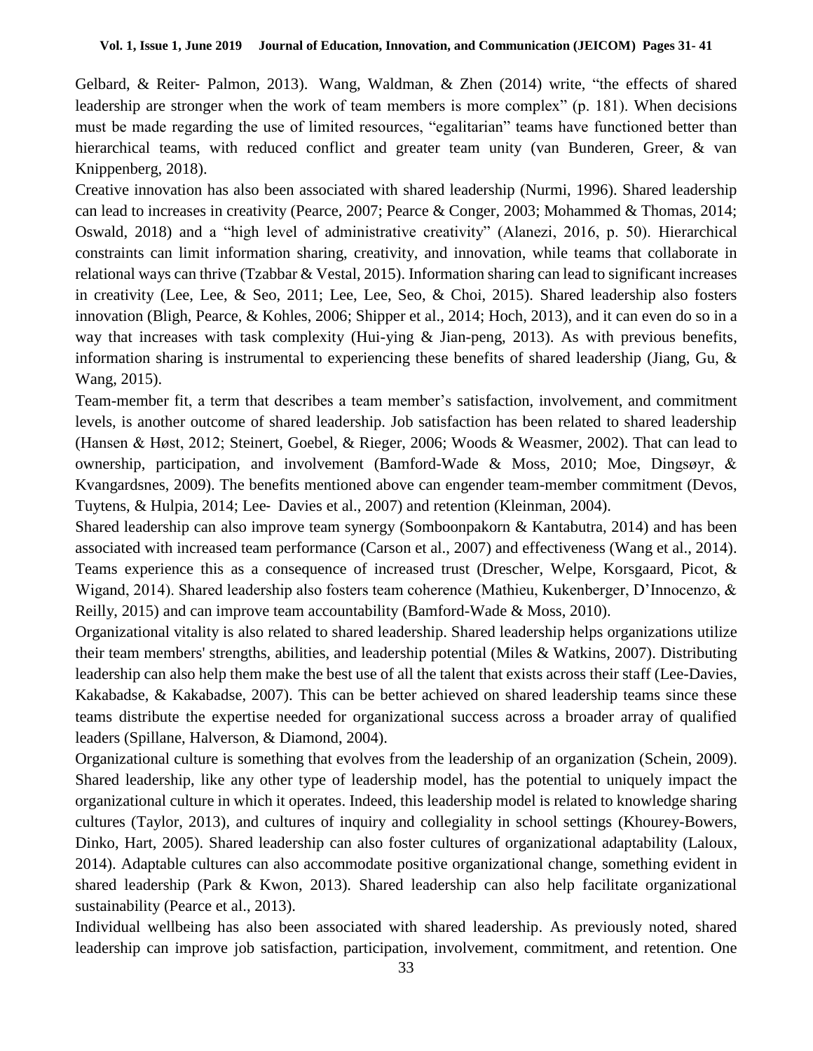Gelbard, & Reiter- Palmon, 2013). Wang, Waldman, & Zhen (2014) write, “the effects of shared leadership are stronger when the work of team members is more complex” (p. 181). When decisions must be made regarding the use of limited resources, “egalitarian” teams have functioned better than hierarchical teams, with reduced conflict and greater team unity (van Bunderen, Greer, & van Knippenberg, 2018).

Creative innovation has also been associated with shared leadership (Nurmi, 1996). Shared leadership can lead to increases in creativity (Pearce, 2007; Pearce & Conger, 2003; Mohammed & Thomas, 2014; Oswald, 2018) and a “high level of administrative creativity” (Alanezi, 2016, p. 50). Hierarchical constraints can limit information sharing, creativity, and innovation, while teams that collaborate in relational ways can thrive (Tzabbar & Vestal, 2015). Information sharing can lead to significant increases in creativity (Lee, Lee, & Seo, 2011; Lee, Lee, Seo, & Choi, 2015). Shared leadership also fosters innovation (Bligh, Pearce, & Kohles, 2006; Shipper et al., 2014; Hoch, 2013), and it can even do so in a way that increases with task complexity (Hui-ying & Jian-peng, 2013). As with previous benefits, information sharing is instrumental to experiencing these benefits of shared leadership (Jiang, Gu, & Wang, 2015).

Team-member fit, a term that describes a team member’s satisfaction, involvement, and commitment levels, is another outcome of shared leadership. Job satisfaction has been related to shared leadership (Hansen & Høst, 2012; Steinert, Goebel, & Rieger, 2006; Woods & Weasmer, 2002). That can lead to ownership, participation, and involvement (Bamford-Wade & Moss, 2010; Moe, Dingsøyr, & Kvangardsnes, 2009). The benefits mentioned above can engender team-member commitment (Devos, Tuytens, & Hulpia, 2014; Lee- Davies et al., 2007) and retention (Kleinman, 2004).

Shared leadership can also improve team synergy (Somboonpakorn & Kantabutra, 2014) and has been associated with increased team performance (Carson et al., 2007) and effectiveness (Wang et al., 2014). Teams experience this as a consequence of increased trust (Drescher, Welpe, Korsgaard, Picot, & Wigand, 2014). Shared leadership also fosters team coherence (Mathieu, Kukenberger, D’Innocenzo, & Reilly, 2015) and can improve team accountability (Bamford-Wade & Moss, 2010).

Organizational vitality is also related to shared leadership. Shared leadership helps organizations utilize their team members' strengths, abilities, and leadership potential (Miles & Watkins, 2007). Distributing leadership can also help them make the best use of all the talent that exists across their staff (Lee-Davies, Kakabadse, & Kakabadse, 2007). This can be better achieved on shared leadership teams since these teams distribute the expertise needed for organizational success across a broader array of qualified leaders (Spillane, Halverson, & Diamond, 2004).

Organizational culture is something that evolves from the leadership of an organization (Schein, 2009). Shared leadership, like any other type of leadership model, has the potential to uniquely impact the organizational culture in which it operates. Indeed, this leadership model is related to knowledge sharing cultures (Taylor, 2013), and cultures of inquiry and collegiality in school settings (Khourey-Bowers, Dinko, Hart, 2005). Shared leadership can also foster cultures of organizational adaptability (Laloux, 2014). Adaptable cultures can also accommodate positive organizational change, something evident in shared leadership (Park & Kwon, 2013). Shared leadership can also help facilitate organizational sustainability (Pearce et al., 2013).

Individual wellbeing has also been associated with shared leadership. As previously noted, shared leadership can improve job satisfaction, participation, involvement, commitment, and retention. One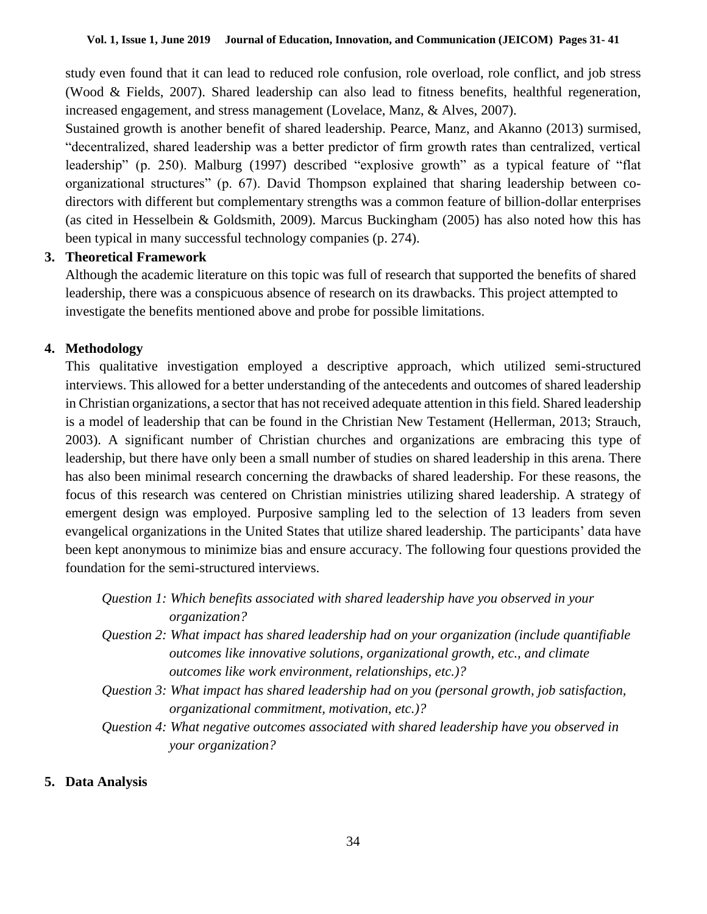study even found that it can lead to reduced role confusion, role overload, role conflict, and job stress (Wood & Fields, 2007). Shared leadership can also lead to fitness benefits, healthful regeneration, increased engagement, and stress management (Lovelace, Manz, & Alves, 2007).

Sustained growth is another benefit of shared leadership. Pearce, Manz, and Akanno (2013) surmised, "decentralized, shared leadership was a better predictor of firm growth rates than centralized, vertical leadership" (p. 250). Malburg (1997) described "explosive growth" as a typical feature of "flat organizational structures" (p. 67). David Thompson explained that sharing leadership between co-directors with different but complementary strengths was a common feature of billion-dollar enterprises (as cited in Hesselbein & Goldsmith, 2009). Marcus Buckingham (2005) has also noted how this has been typical in many successful technology companies (p. 274).

## 3. Theoretical Framework

Although the academic literature on this topic was full of research that supported the benefits of shared leadership, there was a conspicuous absence of research on its drawbacks. This project attempted to investigate the benefits mentioned above and probe for possible limitations.

## 4. Methodology

This qualitative investigation employed a descriptive approach, which utilized semi-structured interviews. This allowed for a better understanding of the antecedents and outcomes of shared leadership in Christian organizations, a sector that has not received adequate attention in this field. Shared leadership is a model of leadership that can be found in the Christian New Testament (Hellerman, 2013; Strauch, 2003). A significant number of Christian churches and organizations are embracing this type of leadership, but there have only been a small number of studies on shared leadership in this arena. There has also been minimal research concerning the drawbacks of shared leadership. For these reasons, the focus of this research was centered on Christian ministries utilizing shared leadership. A strategy of emergent design was employed. Purposive sampling led to the selection of 13 leaders from seven evangelical organizations in the United States that utilize shared leadership. The participants' data have been kept anonymous to minimize bias and ensure accuracy. The following four questions provided the foundation for the semi-structured interviews.

*Question 1: Which benefits associated with shared leadership have you observed in your organization?*

*Question 2: What impact has shared leadership had on your organization (include quantifiable outcomes like innovative solutions, organizational growth, etc., and climate outcomes like work environment, relationships, etc.)?*

*Question 3: What impact has shared leadership had on you (personal growth, job satisfaction, organizational commitment, motivation, etc.)?*

*Question 4: What negative outcomes associated with shared leadership have you observed in your organization?*

## 5. Data Analysis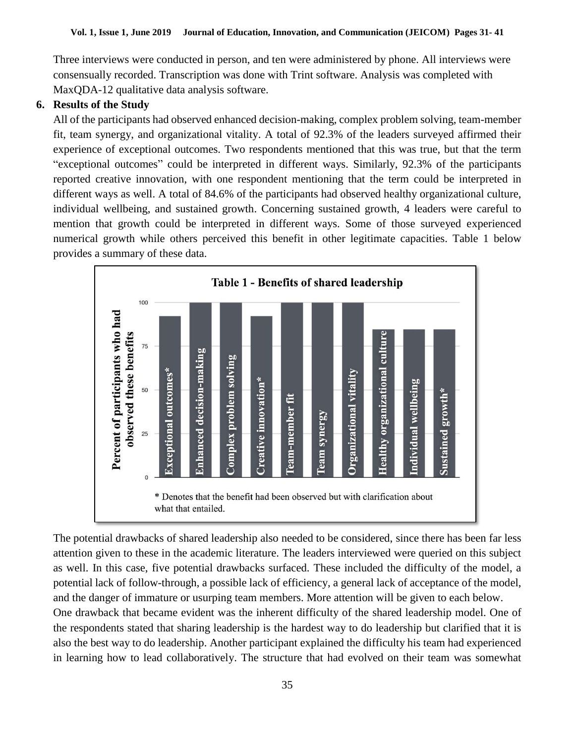Three interviews were conducted in person, and ten were administered by phone. All interviews were consensually recorded. Transcription was done with Trint software. Analysis was completed with MaxQDA-12 qualitative data analysis software.

## 6. Results of the Study

All of the participants had observed enhanced decision-making, complex problem solving, team-member fit, team synergy, and organizational vitality. A total of 92.3% of the leaders surveyed affirmed their experience of exceptional outcomes. Two respondents mentioned that this was true, but that the term "exceptional outcomes" could be interpreted in different ways. Similarly, 92.3% of the participants reported creative innovation, with one respondent mentioning that the term could be interpreted in different ways as well. A total of 84.6% of the participants had observed healthy organizational culture, individual wellbeing, and sustained growth. Concerning sustained growth, 4 leaders were careful to mention that growth could be interpreted in different ways. Some of those surveyed experienced numerical growth while others perceived this benefit in other legitimate capacities. Table 1 below provides a summary of these data.

**Table 1 - Benefits of shared leadership**

| Benefit | Percent of participants who had observed these benefits |
|---|---|
| Exceptional outcomes* | 92.3 |
| Enhanced decision-making | 100 |
| Complex problem solving | 100 |
| Creative innovation* | 92.3 |
| Team-member fit | 100 |
| Team synergy | 100 |
| Organizational vitality | 100 |
| Healthy organizational culture | 84.6 |
| Individual wellbeing | 84.6 |
| Sustained growth* | 84.6 |

\* Denotes that the benefit had been observed but with clarification about what that entailed.

The potential drawbacks of shared leadership also needed to be considered, since there has been far less attention given to these in the academic literature. The leaders interviewed were queried on this subject as well. In this case, five potential drawbacks surfaced. These included the difficulty of the model, a potential lack of follow-through, a possible lack of efficiency, a general lack of acceptance of the model, and the danger of immature or usurping team members. More attention will be given to each below.

One drawback that became evident was the inherent difficulty of the shared leadership model. One of the respondents stated that sharing leadership is the hardest way to do leadership but clarified that it is also the best way to do leadership. Another participant explained the difficulty his team had experienced in learning how to lead collaboratively. The structure that had evolved on their team was somewhat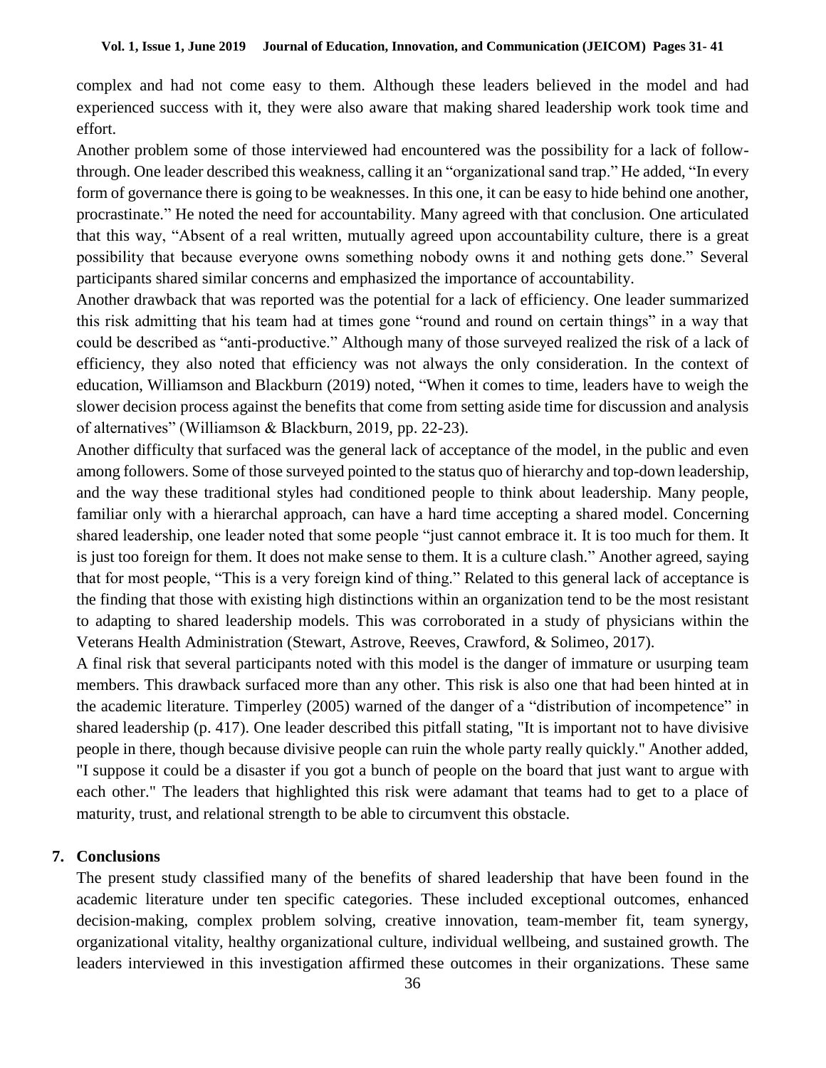complex and had not come easy to them. Although these leaders believed in the model and had experienced success with it, they were also aware that making shared leadership work took time and effort.

Another problem some of those interviewed had encountered was the possibility for a lack of follow-through. One leader described this weakness, calling it an "organizational sand trap." He added, "In every form of governance there is going to be weaknesses. In this one, it can be easy to hide behind one another, procrastinate." He noted the need for accountability. Many agreed with that conclusion. One articulated that this way, "Absent of a real written, mutually agreed upon accountability culture, there is a great possibility that because everyone owns something nobody owns it and nothing gets done." Several participants shared similar concerns and emphasized the importance of accountability.

Another drawback that was reported was the potential for a lack of efficiency. One leader summarized this risk admitting that his team had at times gone "round and round on certain things" in a way that could be described as "anti-productive." Although many of those surveyed realized the risk of a lack of efficiency, they also noted that efficiency was not always the only consideration. In the context of education, Williamson and Blackburn (2019) noted, "When it comes to time, leaders have to weigh the slower decision process against the benefits that come from setting aside time for discussion and analysis of alternatives" (Williamson & Blackburn, 2019, pp. 22-23).

Another difficulty that surfaced was the general lack of acceptance of the model, in the public and even among followers. Some of those surveyed pointed to the status quo of hierarchy and top-down leadership, and the way these traditional styles had conditioned people to think about leadership. Many people, familiar only with a hierarchal approach, can have a hard time accepting a shared model. Concerning shared leadership, one leader noted that some people "just cannot embrace it. It is too much for them. It is just too foreign for them. It does not make sense to them. It is a culture clash." Another agreed, saying that for most people, "This is a very foreign kind of thing." Related to this general lack of acceptance is the finding that those with existing high distinctions within an organization tend to be the most resistant to adapting to shared leadership models. This was corroborated in a study of physicians within the Veterans Health Administration (Stewart, Astrove, Reeves, Crawford, & Solimeo, 2017).

A final risk that several participants noted with this model is the danger of immature or usurping team members. This drawback surfaced more than any other. This risk is also one that had been hinted at in the academic literature. Timperley (2005) warned of the danger of a "distribution of incompetence" in shared leadership (p. 417). One leader described this pitfall stating, "It is important not to have divisive people in there, though because divisive people can ruin the whole party really quickly." Another added, "I suppose it could be a disaster if you got a bunch of people on the board that just want to argue with each other." The leaders that highlighted this risk were adamant that teams had to get to a place of maturity, trust, and relational strength to be able to circumvent this obstacle.

## 7. Conclusions

The present study classified many of the benefits of shared leadership that have been found in the academic literature under ten specific categories. These included exceptional outcomes, enhanced decision-making, complex problem solving, creative innovation, team-member fit, team synergy, organizational vitality, healthy organizational culture, individual wellbeing, and sustained growth. The leaders interviewed in this investigation affirmed these outcomes in their organizations. These same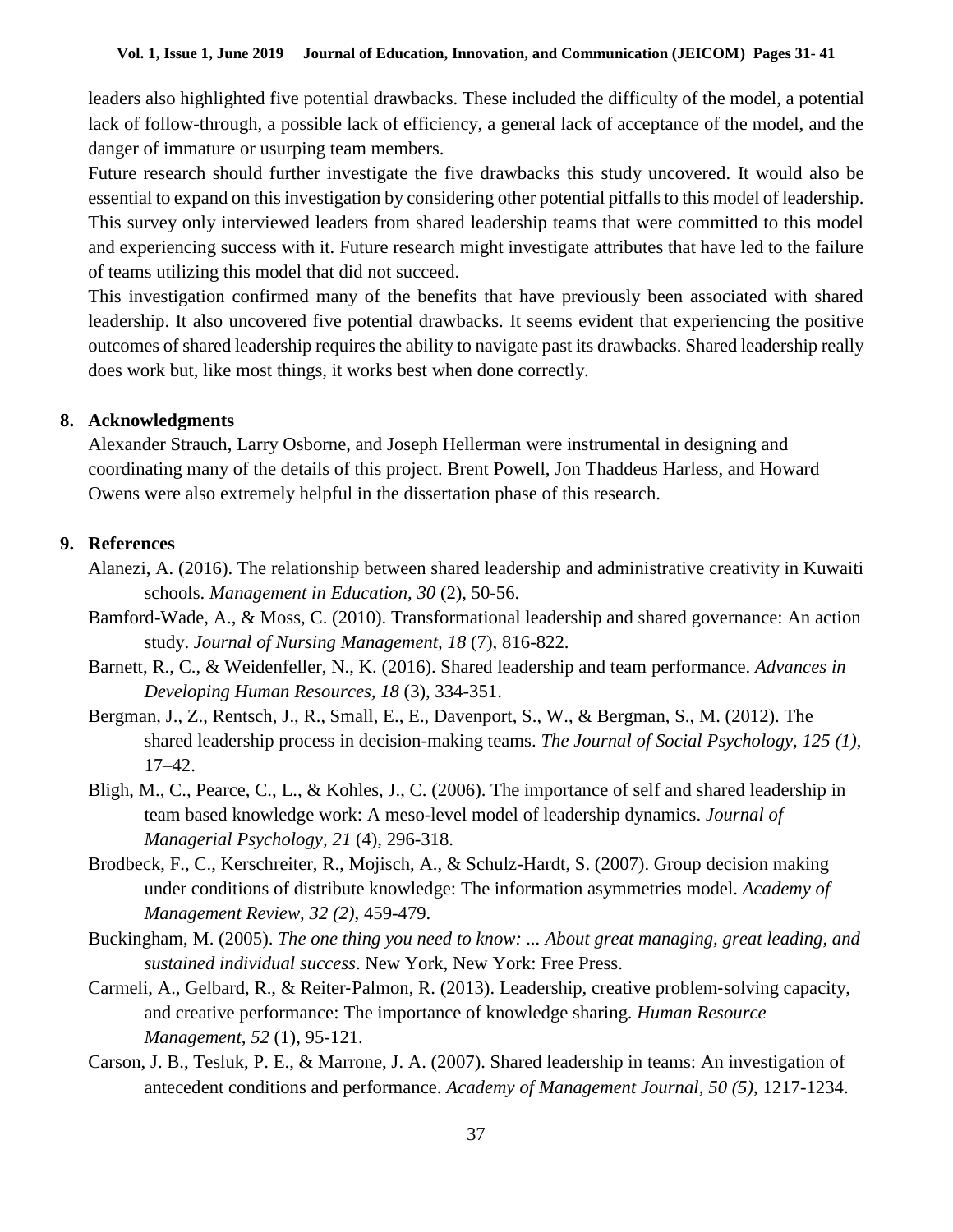leaders also highlighted five potential drawbacks. These included the difficulty of the model, a potential lack of follow-through, a possible lack of efficiency, a general lack of acceptance of the model, and the danger of immature or usurping team members.

Future research should further investigate the five drawbacks this study uncovered. It would also be essential to expand on this investigation by considering other potential pitfalls to this model of leadership. This survey only interviewed leaders from shared leadership teams that were committed to this model and experiencing success with it. Future research might investigate attributes that have led to the failure of teams utilizing this model that did not succeed.

This investigation confirmed many of the benefits that have previously been associated with shared leadership. It also uncovered five potential drawbacks. It seems evident that experiencing the positive outcomes of shared leadership requires the ability to navigate past its drawbacks. Shared leadership really does work but, like most things, it works best when done correctly.

## 8. Acknowledgments

Alexander Strauch, Larry Osborne, and Joseph Hellerman were instrumental in designing and coordinating many of the details of this project. Brent Powell, Jon Thaddeus Harless, and Howard Owens were also extremely helpful in the dissertation phase of this research.

## 9. References

Alanezi, A. (2016). The relationship between shared leadership and administrative creativity in Kuwaiti schools. *Management in Education, 30* (2), 50-56.

Bamford-Wade, A., & Moss, C. (2010). Transformational leadership and shared governance: An action study. *Journal of Nursing Management, 18* (7), 816-822.

Barnett, R., C., & Weidenfeller, N., K. (2016). Shared leadership and team performance. *Advances in Developing Human Resources, 18* (3), 334-351.

Bergman, J., Z., Rentsch, J., R., Small, E., E., Davenport, S., W., & Bergman, S., M. (2012). The shared leadership process in decision-making teams. *The Journal of Social Psychology, 125 (1),* 17–42.

Bligh, M., C., Pearce, C., L., & Kohles, J., C. (2006). The importance of self and shared leadership in team based knowledge work: A meso-level model of leadership dynamics. *Journal of Managerial Psychology, 21* (4), 296-318.

Brodbeck, F., C., Kerschreiter, R., Mojisch, A., & Schulz-Hardt, S. (2007). Group decision making under conditions of distribute knowledge: The information asymmetries model. *Academy of Management Review, 32 (2)*, 459-479.

Buckingham, M. (2005). *The one thing you need to know: ... About great managing, great leading, and sustained individual success*. New York, New York: Free Press.

Carmeli, A., Gelbard, R., & Reiter-Palmon, R. (2013). Leadership, creative problem-solving capacity, and creative performance: The importance of knowledge sharing. *Human Resource Management, 52* (1), 95-121.

Carson, J. B., Tesluk, P. E., & Marrone, J. A. (2007). Shared leadership in teams: An investigation of antecedent conditions and performance. *Academy of Management Journal, 50 (5)*, 1217-1234.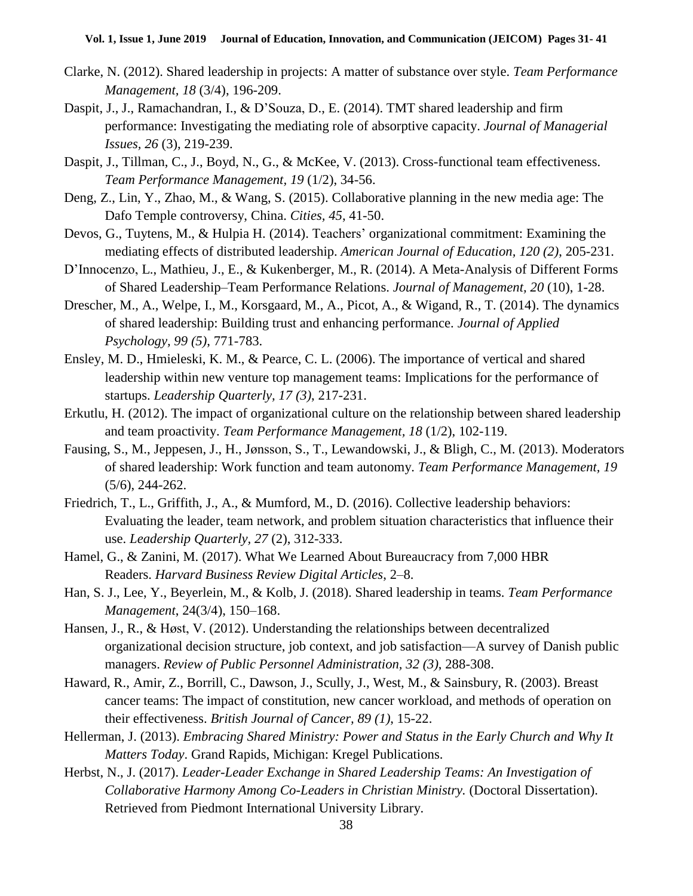Clarke, N. (2012). Shared leadership in projects: A matter of substance over style. *Team Performance Management, 18* (3/4), 196-209.

Daspit, J., J., Ramachandran, I., & D'Souza, D., E. (2014). TMT shared leadership and firm performance: Investigating the mediating role of absorptive capacity. *Journal of Managerial Issues, 26* (3), 219-239.

Daspit, J., Tillman, C., J., Boyd, N., G., & McKee, V. (2013). Cross-functional team effectiveness. *Team Performance Management, 19* (1/2), 34-56.

Deng, Z., Lin, Y., Zhao, M., & Wang, S. (2015). Collaborative planning in the new media age: The Dafo Temple controversy, China. *Cities, 45*, 41-50.

Devos, G., Tuytens, M., & Hulpia H. (2014). Teachers' organizational commitment: Examining the mediating effects of distributed leadership. *American Journal of Education, 120 (2)*, 205-231.

D'Innocenzo, L., Mathieu, J., E., & Kukenberger, M., R. (2014). A Meta-Analysis of Different Forms of Shared Leadership–Team Performance Relations. *Journal of Management, 20* (10), 1-28.

Drescher, M., A., Welpe, I., M., Korsgaard, M., A., Picot, A., & Wigand, R., T. (2014). The dynamics of shared leadership: Building trust and enhancing performance. *Journal of Applied Psychology, 99 (5)*, 771-783.

Ensley, M. D., Hmieleski, K. M., & Pearce, C. L. (2006). The importance of vertical and shared leadership within new venture top management teams: Implications for the performance of startups. *Leadership Quarterly, 17 (3)*, 217-231.

Erkutlu, H. (2012). The impact of organizational culture on the relationship between shared leadership and team proactivity. *Team Performance Management, 18* (1/2), 102-119.

Fausing, S., M., Jeppesen, J., H., Jønsson, S., T., Lewandowski, J., & Bligh, C., M. (2013). Moderators of shared leadership: Work function and team autonomy. *Team Performance Management, 19* (5/6), 244-262.

Friedrich, T., L., Griffith, J., A., & Mumford, M., D. (2016). Collective leadership behaviors: Evaluating the leader, team network, and problem situation characteristics that influence their use. *Leadership Quarterly, 27* (2), 312-333.

Hamel, G., & Zanini, M. (2017). What We Learned About Bureaucracy from 7,000 HBR Readers. *Harvard Business Review Digital Articles*, 2–8.

Han, S. J., Lee, Y., Beyerlein, M., & Kolb, J. (2018). Shared leadership in teams. *Team Performance Management*, 24(3/4), 150–168.

Hansen, J., R., & Høst, V. (2012). Understanding the relationships between decentralized organizational decision structure, job context, and job satisfaction—A survey of Danish public managers. *Review of Public Personnel Administration, 32 (3)*, 288-308.

Haward, R., Amir, Z., Borrill, C., Dawson, J., Scully, J., West, M., & Sainsbury, R. (2003). Breast cancer teams: The impact of constitution, new cancer workload, and methods of operation on their effectiveness. *British Journal of Cancer, 89 (1)*, 15-22.

Hellerman, J. (2013). *Embracing Shared Ministry: Power and Status in the Early Church and Why It Matters Today*. Grand Rapids, Michigan: Kregel Publications.

Herbst, N., J. (2017). *Leader-Leader Exchange in Shared Leadership Teams: An Investigation of Collaborative Harmony Among Co-Leaders in Christian Ministry.* (Doctoral Dissertation). Retrieved from Piedmont International University Library.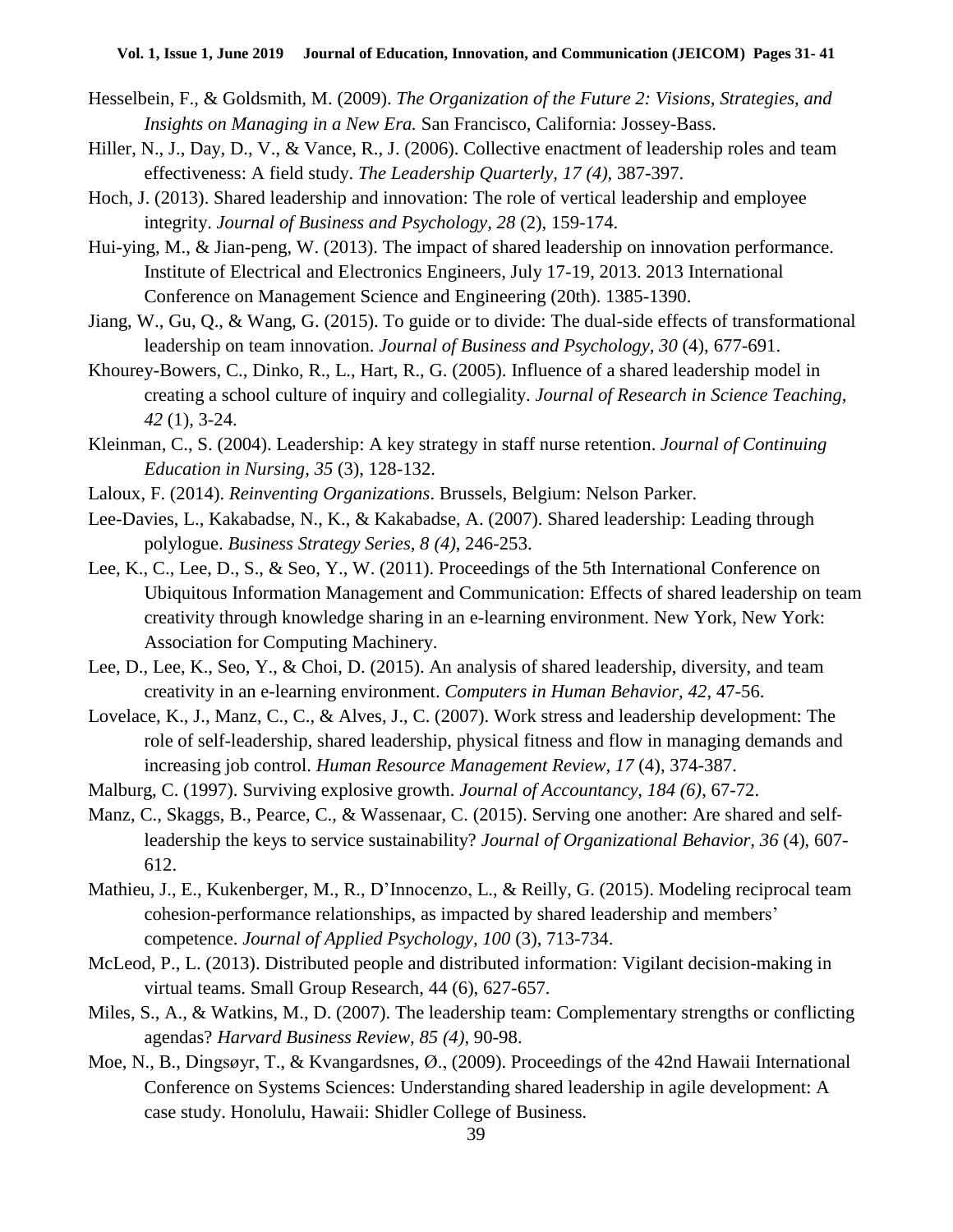Hesselbein, F., & Goldsmith, M. (2009). *The Organization of the Future 2: Visions, Strategies, and Insights on Managing in a New Era.* San Francisco, California: Jossey-Bass.

Hiller, N., J., Day, D., V., & Vance, R., J. (2006). Collective enactment of leadership roles and team effectiveness: A field study. *The Leadership Quarterly, 17 (4),* 387-397.

Hoch, J. (2013). Shared leadership and innovation: The role of vertical leadership and employee integrity. *Journal of Business and Psychology*, *28* (2), 159-174.

Hui-ying, M., & Jian-peng, W. (2013). The impact of shared leadership on innovation performance. Institute of Electrical and Electronics Engineers, July 17-19, 2013. 2013 International Conference on Management Science and Engineering (20th). 1385-1390.

Jiang, W., Gu, Q., & Wang, G. (2015). To guide or to divide: The dual-side effects of transformational leadership on team innovation. *Journal of Business and Psychology, 30* (4), 677-691.

Khourey-Bowers, C., Dinko, R., L., Hart, R., G. (2005). Influence of a shared leadership model in creating a school culture of inquiry and collegiality. *Journal of Research in Science Teaching, 42* (1), 3-24.

Kleinman, C., S. (2004). Leadership: A key strategy in staff nurse retention. *Journal of Continuing Education in Nursing, 35* (3), 128-132.

Laloux, F. (2014). *Reinventing Organizations*. Brussels, Belgium: Nelson Parker.

Lee-Davies, L., Kakabadse, N., K., & Kakabadse, A. (2007). Shared leadership: Leading through polylogue. *Business Strategy Series, 8 (4)*, 246-253.

Lee, K., C., Lee, D., S., & Seo, Y., W. (2011). Proceedings of the 5th International Conference on Ubiquitous Information Management and Communication: Effects of shared leadership on team creativity through knowledge sharing in an e-learning environment. New York, New York: Association for Computing Machinery.

Lee, D., Lee, K., Seo, Y., & Choi, D. (2015). An analysis of shared leadership, diversity, and team creativity in an e-learning environment. *Computers in Human Behavior, 42*, 47-56.

Lovelace, K., J., Manz, C., C., & Alves, J., C. (2007). Work stress and leadership development: The role of self-leadership, shared leadership, physical fitness and flow in managing demands and increasing job control. *Human Resource Management Review, 17* (4), 374-387.

Malburg, C. (1997). Surviving explosive growth. *Journal of Accountancy, 184 (6)*, 67-72.

Manz, C., Skaggs, B., Pearce, C., & Wassenaar, C. (2015). Serving one another: Are shared and self-leadership the keys to service sustainability? *Journal of Organizational Behavior, 36* (4), 607-612.

Mathieu, J., E., Kukenberger, M., R., D'Innocenzo, L., & Reilly, G. (2015). Modeling reciprocal team cohesion-performance relationships, as impacted by shared leadership and members' competence. *Journal of Applied Psychology, 100* (3), 713-734.

McLeod, P., L. (2013). Distributed people and distributed information: Vigilant decision-making in virtual teams. Small Group Research, 44 (6), 627-657.

Miles, S., A., & Watkins, M., D. (2007). The leadership team: Complementary strengths or conflicting agendas? *Harvard Business Review, 85 (4)*, 90-98.

Moe, N., B., Dingsøyr, T., & Kvangardsnes, Ø., (2009). Proceedings of the 42nd Hawaii International Conference on Systems Sciences: Understanding shared leadership in agile development: A case study. Honolulu, Hawaii: Shidler College of Business.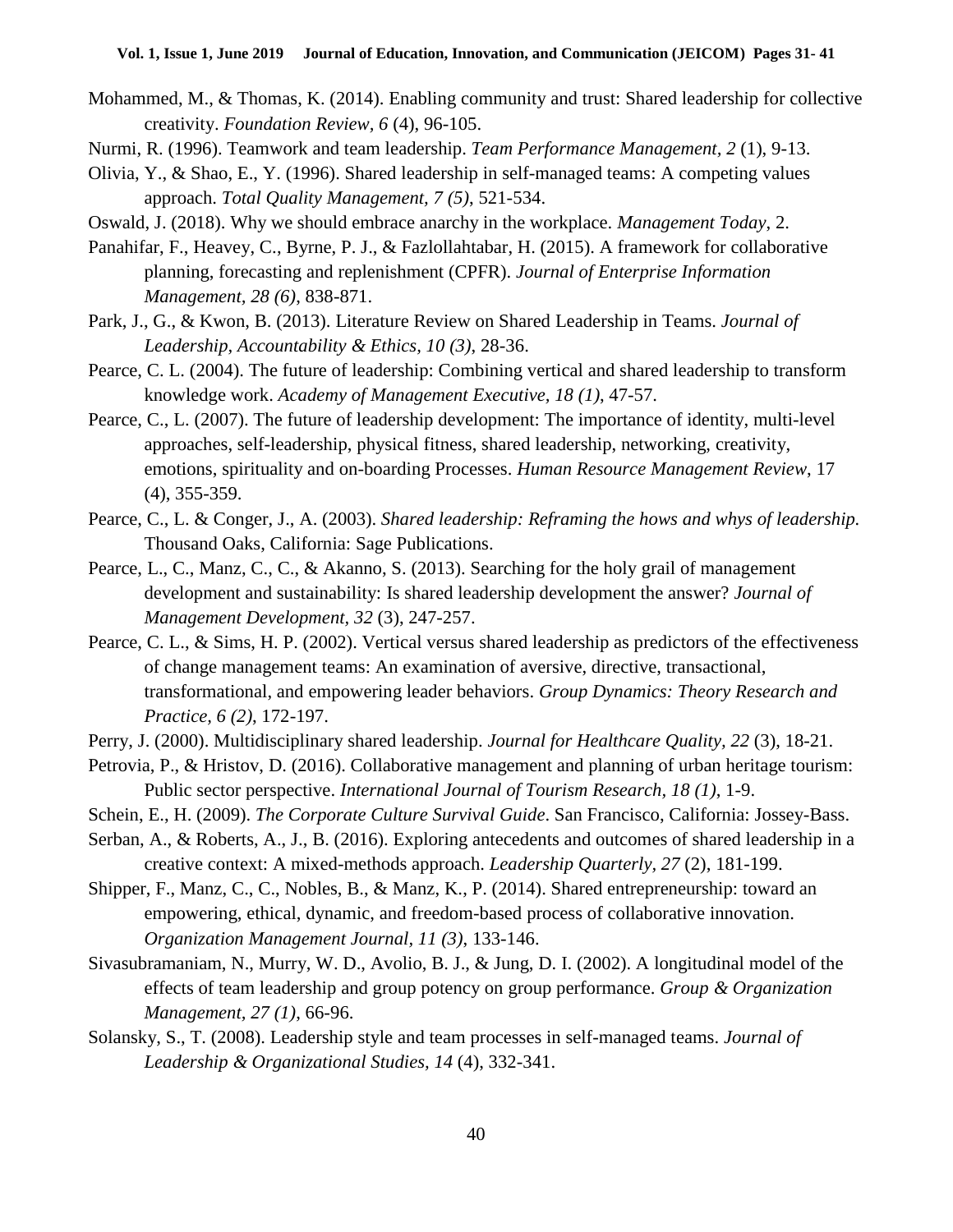Mohammed, M., & Thomas, K. (2014). Enabling community and trust: Shared leadership for collective creativity. *Foundation Review, 6* (4), 96-105.

Nurmi, R. (1996). Teamwork and team leadership. *Team Performance Management, 2* (1), 9-13.

Olivia, Y., & Shao, E., Y. (1996). Shared leadership in self-managed teams: A competing values approach. *Total Quality Management, 7 (5)*, 521-534.

Oswald, J. (2018). Why we should embrace anarchy in the workplace. *Management Today*, 2.

Panahifar, F., Heavey, C., Byrne, P. J., & Fazlollahtabar, H. (2015). A framework for collaborative planning, forecasting and replenishment (CPFR). *Journal of Enterprise Information Management, 28 (6)*, 838-871.

Park, J., G., & Kwon, B. (2013). Literature Review on Shared Leadership in Teams. *Journal of Leadership, Accountability & Ethics, 10 (3)*, 28-36.

Pearce, C. L. (2004). The future of leadership: Combining vertical and shared leadership to transform knowledge work. *Academy of Management Executive, 18 (1)*, 47-57.

Pearce, C., L. (2007). The future of leadership development: The importance of identity, multi-level approaches, self-leadership, physical fitness, shared leadership, networking, creativity, emotions, spirituality and on-boarding Processes. *Human Resource Management Review*, 17 (4), 355-359.

Pearce, C., L. & Conger, J., A. (2003). *Shared leadership: Reframing the hows and whys of leadership.* Thousand Oaks, California: Sage Publications.

Pearce, L., C., Manz, C., C., & Akanno, S. (2013). Searching for the holy grail of management development and sustainability: Is shared leadership development the answer? *Journal of Management Development, 32* (3), 247-257.

Pearce, C. L., & Sims, H. P. (2002). Vertical versus shared leadership as predictors of the effectiveness of change management teams: An examination of aversive, directive, transactional, transformational, and empowering leader behaviors. *Group Dynamics: Theory Research and Practice, 6 (2)*, 172-197.

Perry, J. (2000). Multidisciplinary shared leadership. *Journal for Healthcare Quality, 22* (3), 18-21.

Petrovia, P., & Hristov, D. (2016). Collaborative management and planning of urban heritage tourism: Public sector perspective. *International Journal of Tourism Research, 18 (1)*, 1-9.

Schein, E., H. (2009). *The Corporate Culture Survival Guide*. San Francisco, California: Jossey-Bass.

Serban, A., & Roberts, A., J., B. (2016). Exploring antecedents and outcomes of shared leadership in a creative context: A mixed-methods approach. *Leadership Quarterly, 27* (2), 181-199.

Shipper, F., Manz, C., C., Nobles, B., & Manz, K., P. (2014). Shared entrepreneurship: toward an empowering, ethical, dynamic, and freedom-based process of collaborative innovation. *Organization Management Journal, 11 (3)*, 133-146.

Sivasubramaniam, N., Murry, W. D., Avolio, B. J., & Jung, D. I. (2002). A longitudinal model of the effects of team leadership and group potency on group performance. *Group & Organization Management, 27 (1)*, 66-96.

Solansky, S., T. (2008). Leadership style and team processes in self-managed teams. *Journal of Leadership & Organizational Studies, 14* (4), 332-341.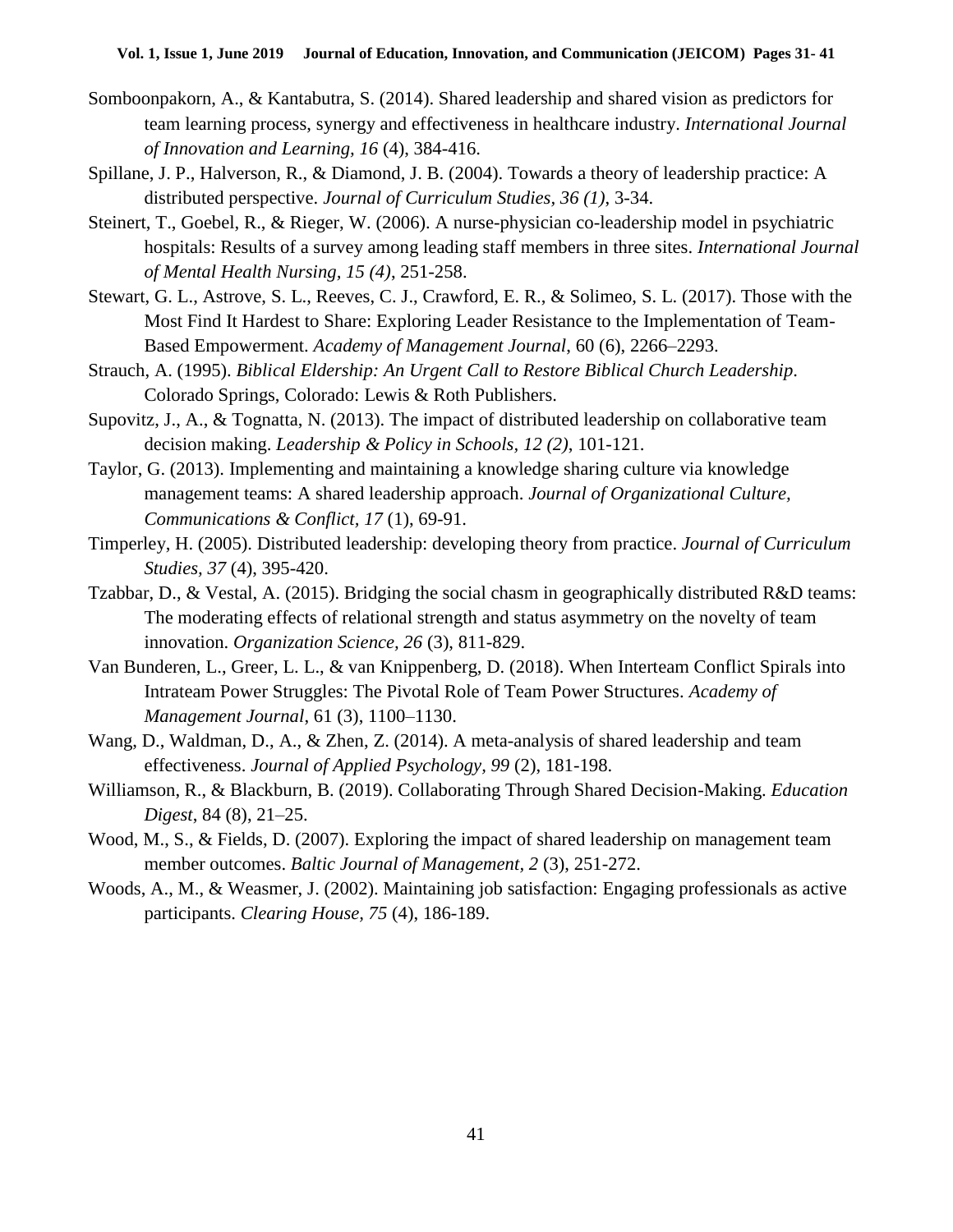Somboonpakorn, A., & Kantabutra, S. (2014). Shared leadership and shared vision as predictors for team learning process, synergy and effectiveness in healthcare industry. *International Journal of Innovation and Learning, 16* (4), 384-416.

Spillane, J. P., Halverson, R., & Diamond, J. B. (2004). Towards a theory of leadership practice: A distributed perspective. *Journal of Curriculum Studies, 36 (1)*, 3-34.

Steinert, T., Goebel, R., & Rieger, W. (2006). A nurse-physician co-leadership model in psychiatric hospitals: Results of a survey among leading staff members in three sites. *International Journal of Mental Health Nursing, 15 (4)*, 251-258.

Stewart, G. L., Astrove, S. L., Reeves, C. J., Crawford, E. R., & Solimeo, S. L. (2017). Those with the Most Find It Hardest to Share: Exploring Leader Resistance to the Implementation of Team-Based Empowerment. *Academy of Management Journal*, 60 (6), 2266–2293.

Strauch, A. (1995). *Biblical Eldership: An Urgent Call to Restore Biblical Church Leadership*. Colorado Springs, Colorado: Lewis & Roth Publishers.

Supovitz, J., A., & Tognatta, N. (2013). The impact of distributed leadership on collaborative team decision making. *Leadership & Policy in Schools, 12 (2)*, 101-121.

Taylor, G. (2013). Implementing and maintaining a knowledge sharing culture via knowledge management teams: A shared leadership approach. *Journal of Organizational Culture, Communications & Conflict, 17* (1), 69-91.

Timperley, H. (2005). Distributed leadership: developing theory from practice. *Journal of Curriculum Studies, 37* (4), 395-420.

Tzabbar, D., & Vestal, A. (2015). Bridging the social chasm in geographically distributed R&D teams: The moderating effects of relational strength and status asymmetry on the novelty of team innovation. *Organization Science, 26* (3), 811-829.

Van Bunderen, L., Greer, L. L., & van Knippenberg, D. (2018). When Interteam Conflict Spirals into Intrateam Power Struggles: The Pivotal Role of Team Power Structures. *Academy of Management Journal*, 61 (3), 1100–1130.

Wang, D., Waldman, D., A., & Zhen, Z. (2014). A meta-analysis of shared leadership and team effectiveness. *Journal of Applied Psychology, 99* (2), 181-198.

Williamson, R., & Blackburn, B. (2019). Collaborating Through Shared Decision-Making. *Education Digest*, 84 (8), 21–25.

Wood, M., S., & Fields, D. (2007). Exploring the impact of shared leadership on management team member outcomes. *Baltic Journal of Management, 2* (3), 251-272.

Woods, A., M., & Weasmer, J. (2002). Maintaining job satisfaction: Engaging professionals as active participants. *Clearing House, 75* (4), 186-189.